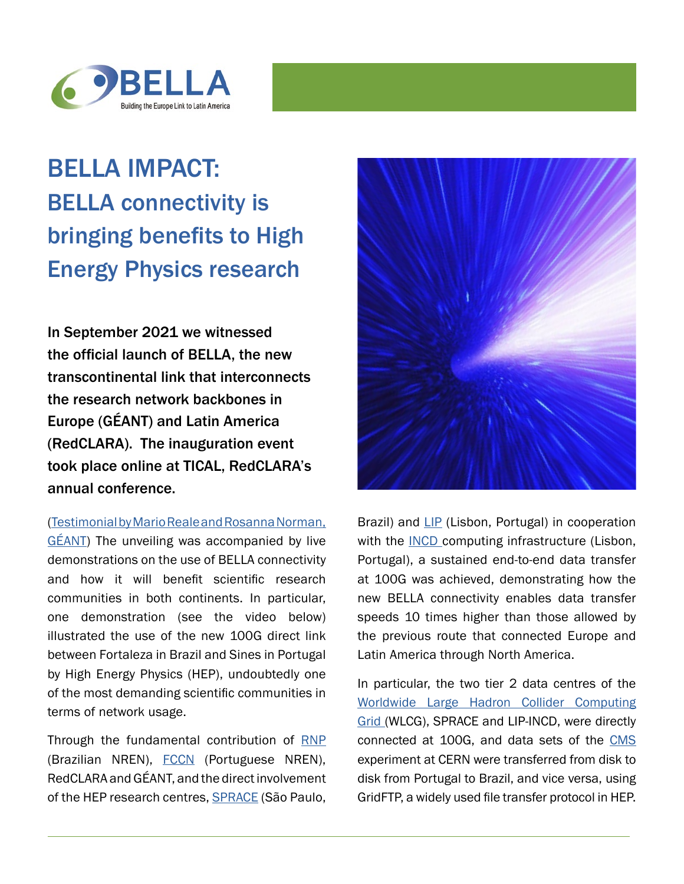BELLA
Building the Europe Link to Latin America

# BELLA IMPACT: BELLA connectivity is bringing benefits to High Energy Physics research

**In September 2021 we witnessed the official launch of BELLA, the new transcontinental link that interconnects the research network backbones in Europe (GÉANT) and Latin America (RedCLARA). The inauguration event took place online at TICAL, RedCLARA's annual conference.**

(Testimonial by Mario Reale and Rosanna Norman, GÉANT) The unveiling was accompanied by live demonstrations on the use of BELLA connectivity and how it will benefit scientific research communities in both continents. In particular, one demonstration (see the video below) illustrated the use of the new 100G direct link between Fortaleza in Brazil and Sines in Portugal by High Energy Physics (HEP), undoubtedly one of the most demanding scientific communities in terms of network usage.

Through the fundamental contribution of RNP (Brazilian NREN), FCCN (Portuguese NREN), RedCLARA and GÉANT, and the direct involvement of the HEP research centres, SPRACE (São Paulo, Brazil) and LIP (Lisbon, Portugal) in cooperation with the INCD computing infrastructure (Lisbon, Portugal), a sustained end-to-end data transfer at 100G was achieved, demonstrating how the new BELLA connectivity enables data transfer speeds 10 times higher than those allowed by the previous route that connected Europe and Latin America through North America.

In particular, the two tier 2 data centres of the Worldwide Large Hadron Collider Computing Grid (WLCG), SPRACE and LIP-INCD, were directly connected at 100G, and data sets of the CMS experiment at CERN were transferred from disk to disk from Portugal to Brazil, and vice versa, using GridFTP, a widely used file transfer protocol in HEP.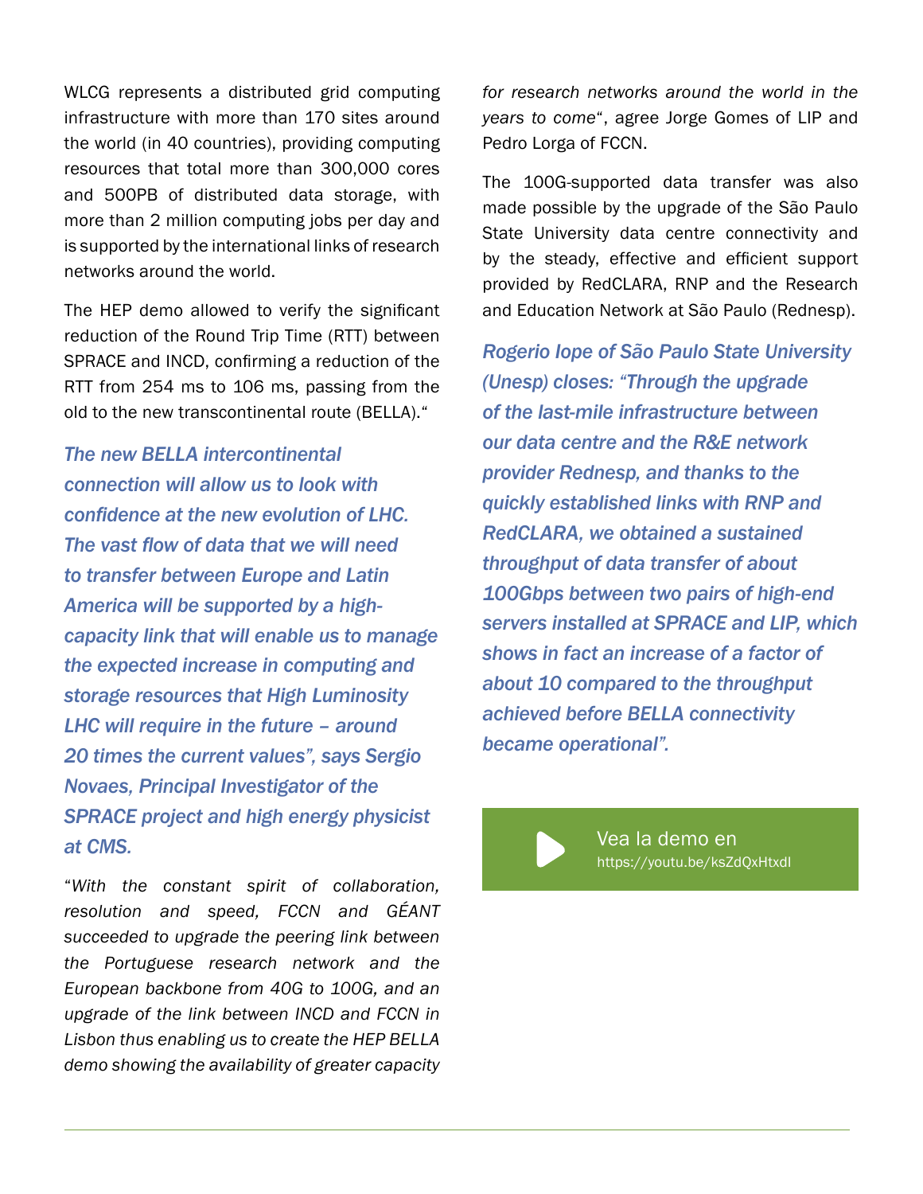WLCG represents a distributed grid computing infrastructure with more than 170 sites around the world (in 40 countries), providing computing resources that total more than 300,000 cores and 500PB of distributed data storage, with more than 2 million computing jobs per day and is supported by the international links of research networks around the world.

The HEP demo allowed to verify the significant reduction of the Round Trip Time (RTT) between SPRACE and INCD, confirming a reduction of the RTT from 254 ms to 106 ms, passing from the old to the new transcontinental route (BELLA)."

***The new BELLA intercontinental connection will allow us to look with confidence at the new evolution of LHC. The vast flow of data that we will need to transfer between Europe and Latin America will be supported by a high-capacity link that will enable us to manage the expected increase in computing and storage resources that High Luminosity LHC will require in the future – around 20 times the current values", says Sergio Novaes, Principal Investigator of the SPRACE project and high energy physicist at CMS.***

"*With the constant spirit of collaboration, resolution and speed, FCCN and GÉANT succeeded to upgrade the peering link between the Portuguese research network and the European backbone from 40G to 100G, and an upgrade of the link between INCD and FCCN in Lisbon thus enabling us to create the HEP BELLA demo showing the availability of greater capacity for research networks around the world in the years to come*", agree Jorge Gomes of LIP and Pedro Lorga of FCCN.

The 100G-supported data transfer was also made possible by the upgrade of the São Paulo State University data centre connectivity and by the steady, effective and efficient support provided by RedCLARA, RNP and the Research and Education Network at São Paulo (Rednesp).

***Rogerio Iope of São Paulo State University (Unesp) closes: "Through the upgrade of the last-mile infrastructure between our data centre and the R&E network provider Rednesp, and thanks to the quickly established links with RNP and RedCLARA, we obtained a sustained throughput of data transfer of about 100Gbps between two pairs of high-end servers installed at SPRACE and LIP, which shows in fact an increase of a factor of about 10 compared to the throughput achieved before BELLA connectivity became operational".***

Vea la demo en
https://youtu.be/ksZdQxHtxdI